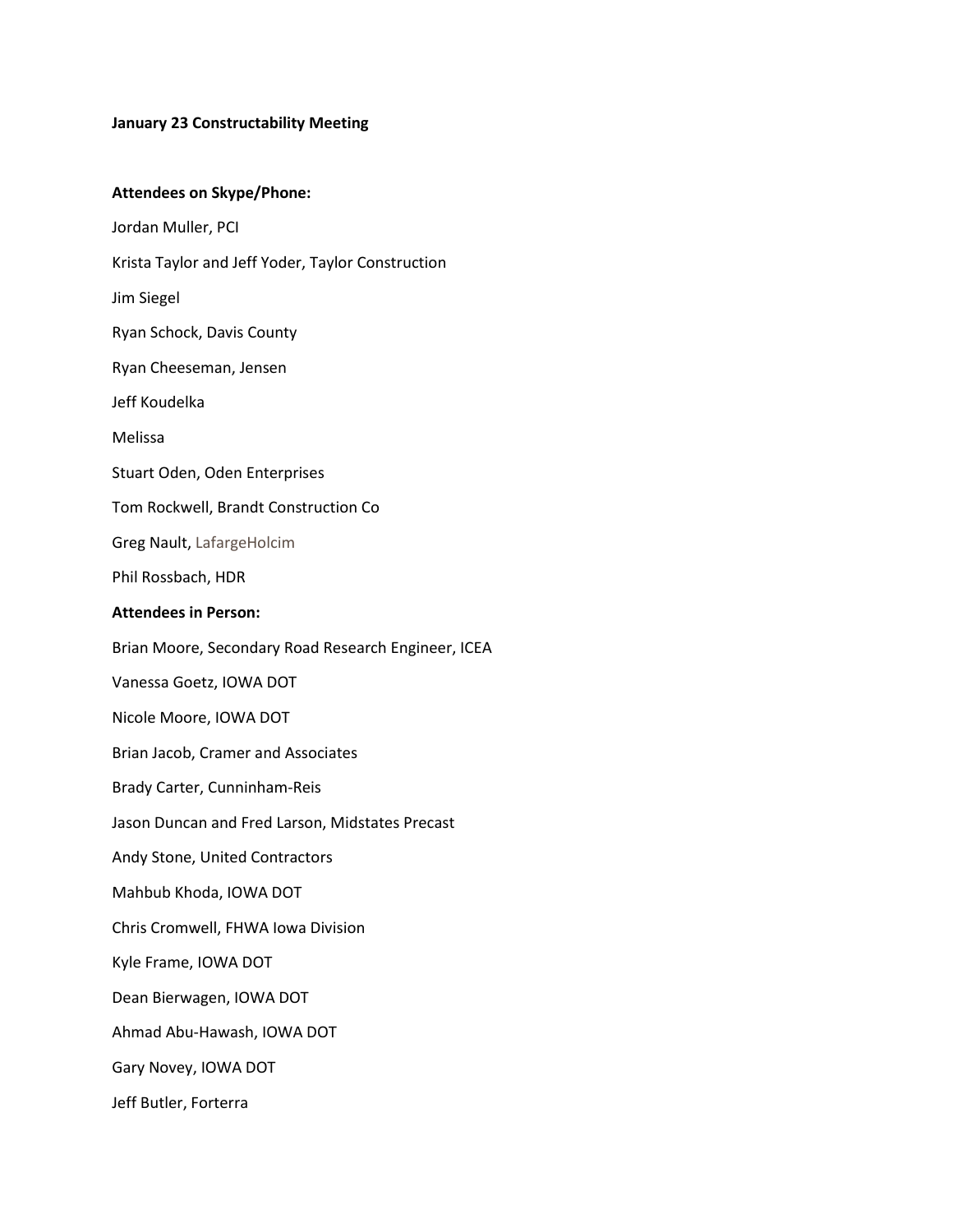**January 23 Constructability Meeting**

**Attendees on Skype/Phone:**

Jordan Muller, PCI

Krista Taylor and Jeff Yoder, Taylor Construction

Jim Siegel

Ryan Schock, Davis County

Ryan Cheeseman, Jensen

Jeff Koudelka

Melissa

Stuart Oden, Oden Enterprises

Tom Rockwell, Brandt Construction Co

Greg Nault, LafargeHolcim

Phil Rossbach, HDR

**Attendees in Person:**

Brian Moore, Secondary Road Research Engineer, ICEA

Vanessa Goetz, IOWA DOT

Nicole Moore, IOWA DOT

Brian Jacob, Cramer and Associates

Brady Carter, Cunninham-Reis

Jason Duncan and Fred Larson, Midstates Precast

Andy Stone, United Contractors

Mahbub Khoda, IOWA DOT

Chris Cromwell, FHWA Iowa Division

Kyle Frame, IOWA DOT

Dean Bierwagen, IOWA DOT

Ahmad Abu-Hawash, IOWA DOT

Gary Novey, IOWA DOT

Jeff Butler, Forterra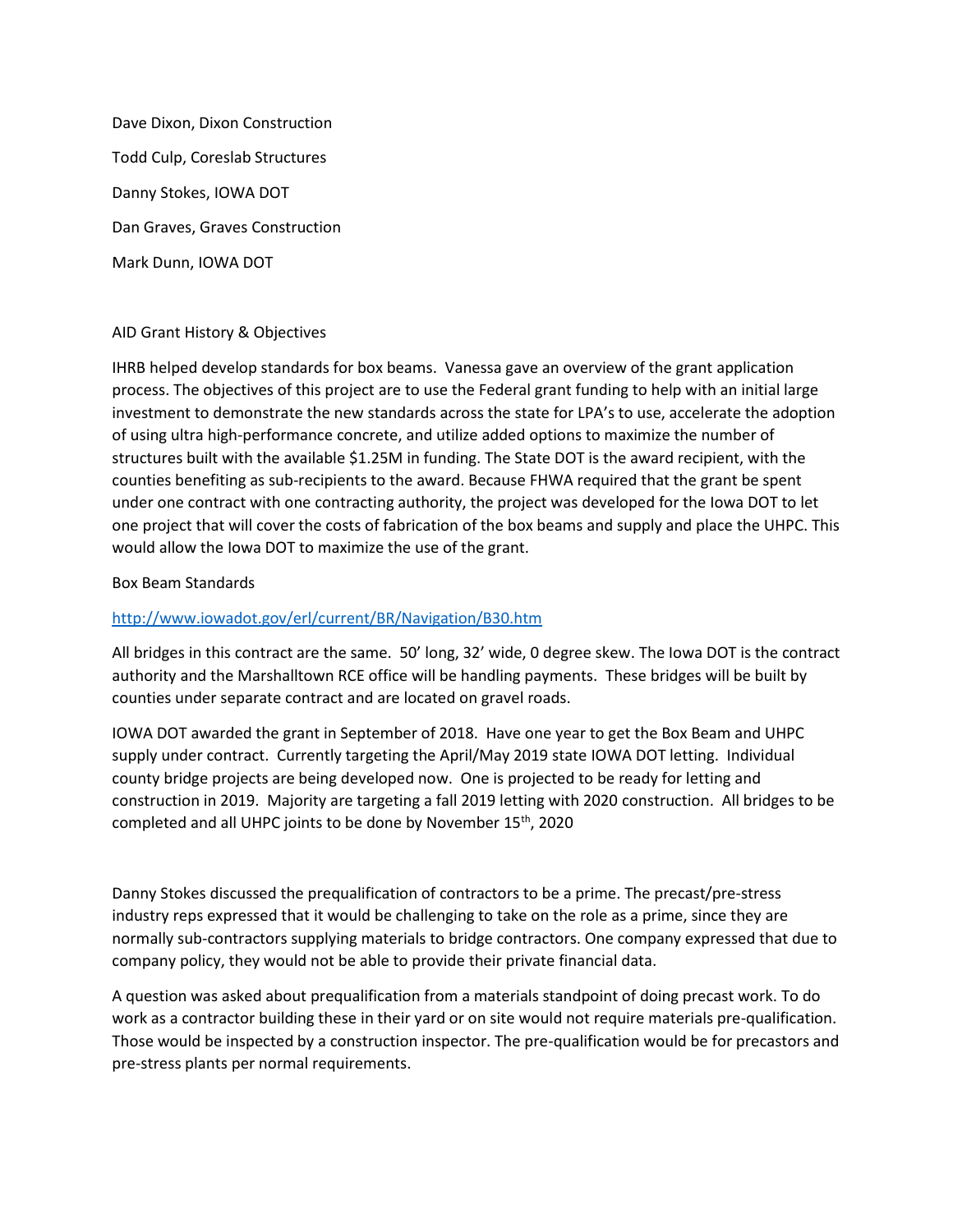Dave Dixon, Dixon Construction

Todd Culp, Coreslab Structures

Danny Stokes, IOWA DOT

Dan Graves, Graves Construction

Mark Dunn, IOWA DOT

AID Grant History & Objectives

IHRB helped develop standards for box beams. Vanessa gave an overview of the grant application process. The objectives of this project are to use the Federal grant funding to help with an initial large investment to demonstrate the new standards across the state for LPA's to use, accelerate the adoption of using ultra high-performance concrete, and utilize added options to maximize the number of structures built with the available $1.25M in funding. The State DOT is the award recipient, with the counties benefiting as sub-recipients to the award. Because FHWA required that the grant be spent under one contract with one contracting authority, the project was developed for the Iowa DOT to let one project that will cover the costs of fabrication of the box beams and supply and place the UHPC. This would allow the Iowa DOT to maximize the use of the grant.

Box Beam Standards

http://www.iowadot.gov/erl/current/BR/Navigation/B30.htm

All bridges in this contract are the same. 50' long, 32' wide, 0 degree skew. The Iowa DOT is the contract authority and the Marshalltown RCE office will be handling payments. These bridges will be built by counties under separate contract and are located on gravel roads.

IOWA DOT awarded the grant in September of 2018. Have one year to get the Box Beam and UHPC supply under contract. Currently targeting the April/May 2019 state IOWA DOT letting. Individual county bridge projects are being developed now. One is projected to be ready for letting and construction in 2019. Majority are targeting a fall 2019 letting with 2020 construction. All bridges to be completed and all UHPC joints to be done by November 15th, 2020

Danny Stokes discussed the prequalification of contractors to be a prime. The precast/pre-stress industry reps expressed that it would be challenging to take on the role as a prime, since they are normally sub-contractors supplying materials to bridge contractors. One company expressed that due to company policy, they would not be able to provide their private financial data.

A question was asked about prequalification from a materials standpoint of doing precast work. To do work as a contractor building these in their yard or on site would not require materials pre-qualification. Those would be inspected by a construction inspector. The pre-qualification would be for precastors and pre-stress plants per normal requirements.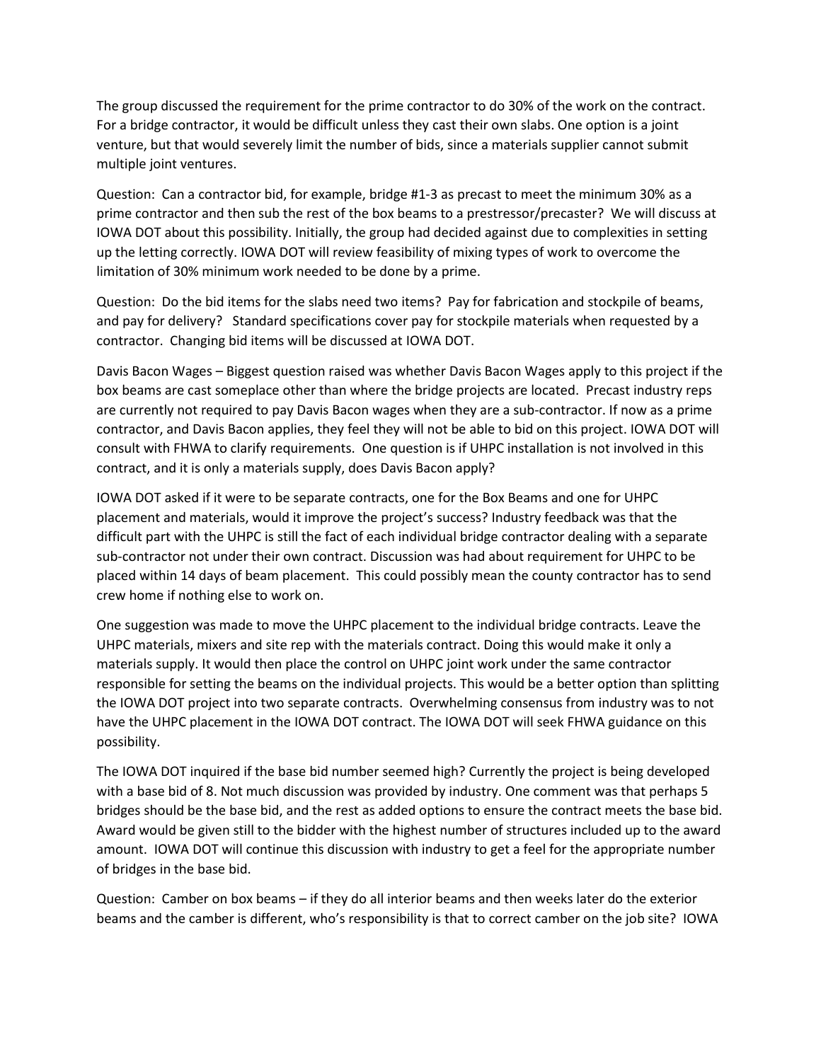The group discussed the requirement for the prime contractor to do 30% of the work on the contract. For a bridge contractor, it would be difficult unless they cast their own slabs. One option is a joint venture, but that would severely limit the number of bids, since a materials supplier cannot submit multiple joint ventures.

Question: Can a contractor bid, for example, bridge #1-3 as precast to meet the minimum 30% as a prime contractor and then sub the rest of the box beams to a prestressor/precaster? We will discuss at IOWA DOT about this possibility. Initially, the group had decided against due to complexities in setting up the letting correctly. IOWA DOT will review feasibility of mixing types of work to overcome the limitation of 30% minimum work needed to be done by a prime.

Question: Do the bid items for the slabs need two items? Pay for fabrication and stockpile of beams, and pay for delivery? Standard specifications cover pay for stockpile materials when requested by a contractor. Changing bid items will be discussed at IOWA DOT.

Davis Bacon Wages – Biggest question raised was whether Davis Bacon Wages apply to this project if the box beams are cast someplace other than where the bridge projects are located. Precast industry reps are currently not required to pay Davis Bacon wages when they are a sub-contractor. If now as a prime contractor, and Davis Bacon applies, they feel they will not be able to bid on this project. IOWA DOT will consult with FHWA to clarify requirements. One question is if UHPC installation is not involved in this contract, and it is only a materials supply, does Davis Bacon apply?

IOWA DOT asked if it were to be separate contracts, one for the Box Beams and one for UHPC placement and materials, would it improve the project's success? Industry feedback was that the difficult part with the UHPC is still the fact of each individual bridge contractor dealing with a separate sub-contractor not under their own contract. Discussion was had about requirement for UHPC to be placed within 14 days of beam placement. This could possibly mean the county contractor has to send crew home if nothing else to work on.

One suggestion was made to move the UHPC placement to the individual bridge contracts. Leave the UHPC materials, mixers and site rep with the materials contract. Doing this would make it only a materials supply. It would then place the control on UHPC joint work under the same contractor responsible for setting the beams on the individual projects. This would be a better option than splitting the IOWA DOT project into two separate contracts. Overwhelming consensus from industry was to not have the UHPC placement in the IOWA DOT contract. The IOWA DOT will seek FHWA guidance on this possibility.

The IOWA DOT inquired if the base bid number seemed high? Currently the project is being developed with a base bid of 8. Not much discussion was provided by industry. One comment was that perhaps 5 bridges should be the base bid, and the rest as added options to ensure the contract meets the base bid. Award would be given still to the bidder with the highest number of structures included up to the award amount. IOWA DOT will continue this discussion with industry to get a feel for the appropriate number of bridges in the base bid.

Question: Camber on box beams – if they do all interior beams and then weeks later do the exterior beams and the camber is different, who's responsibility is that to correct camber on the job site? IOWA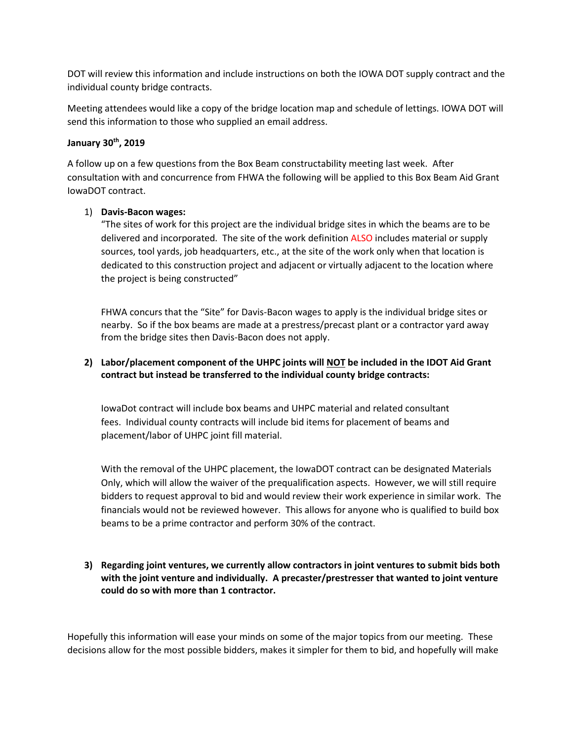DOT will review this information and include instructions on both the IOWA DOT supply contract and the individual county bridge contracts.

Meeting attendees would like a copy of the bridge location map and schedule of lettings. IOWA DOT will send this information to those who supplied an email address.

**January 30th, 2019**

A follow up on a few questions from the Box Beam constructability meeting last week. After consultation with and concurrence from FHWA the following will be applied to this Box Beam Aid Grant IowaDOT contract.

1) **Davis-Bacon wages:**

   "The sites of work for this project are the individual bridge sites in which the beams are to be delivered and incorporated. The site of the work definition ALSO includes material or supply sources, tool yards, job headquarters, etc., at the site of the work only when that location is dedicated to this construction project and adjacent or virtually adjacent to the location where the project is being constructed"

   FHWA concurs that the "Site" for Davis-Bacon wages to apply is the individual bridge sites or nearby. So if the box beams are made at a prestress/precast plant or a contractor yard away from the bridge sites then Davis-Bacon does not apply.

2) **Labor/placement component of the UHPC joints will NOT be included in the IDOT Aid Grant contract but instead be transferred to the individual county bridge contracts:**

   IowaDot contract will include box beams and UHPC material and related consultant fees. Individual county contracts will include bid items for placement of beams and placement/labor of UHPC joint fill material.

   With the removal of the UHPC placement, the IowaDOT contract can be designated Materials Only, which will allow the waiver of the prequalification aspects. However, we will still require bidders to request approval to bid and would review their work experience in similar work. The financials would not be reviewed however. This allows for anyone who is qualified to build box beams to be a prime contractor and perform 30% of the contract.

3) **Regarding joint ventures, we currently allow contractors in joint ventures to submit bids both with the joint venture and individually. A precaster/prestresser that wanted to joint venture could do so with more than 1 contractor.**

Hopefully this information will ease your minds on some of the major topics from our meeting. These decisions allow for the most possible bidders, makes it simpler for them to bid, and hopefully will make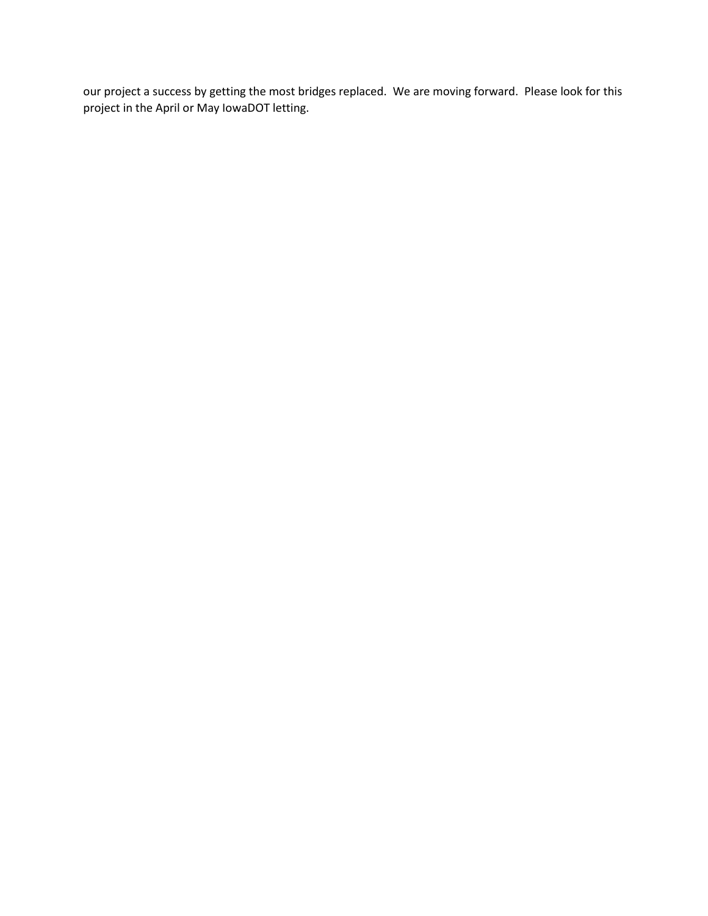our project a success by getting the most bridges replaced. We are moving forward. Please look for this project in the April or May IowaDOT letting.